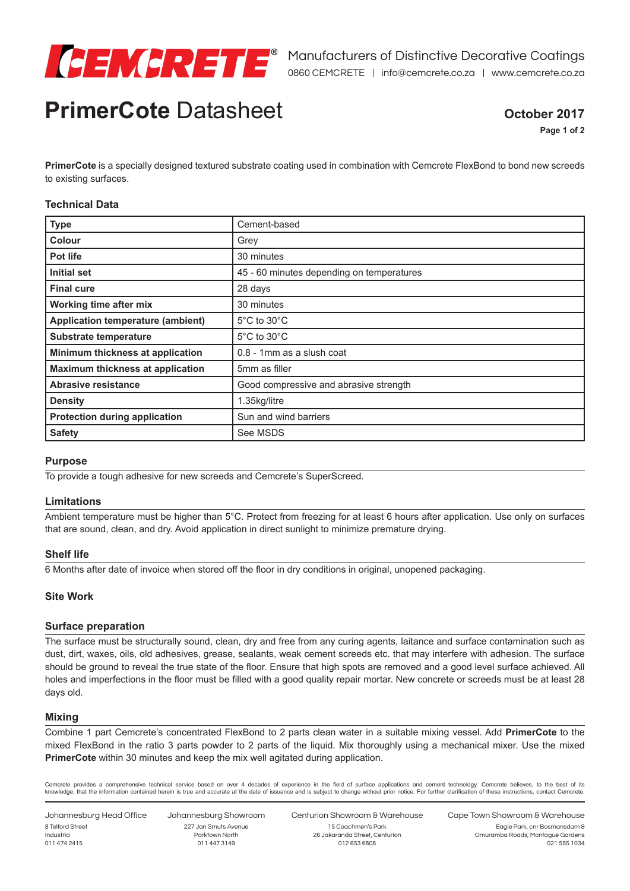# PrimerCote Datasheet

**October 2017**

**PrimerCote** is a specially designed textured substrate coating used in combination with Cemcrete FlexBond to bond new screeds to existing surfaces.

## Technical Data

| | |
|---|---|
| **Type** | Cement-based |
| **Colour** | Grey |
| **Pot life** | 30 minutes |
| **Initial set** | 45 - 60 minutes depending on temperatures |
| **Final cure** | 28 days |
| **Working time after mix** | 30 minutes |
| **Application temperature (ambient)** | 5°C to 30°C |
| **Substrate temperature** | 5°C to 30°C |
| **Minimum thickness at application** | 0.8 - 1mm as a slush coat |
| **Maximum thickness at application** | 5mm as filler |
| **Abrasive resistance** | Good compressive and abrasive strength |
| **Density** | 1.35kg/litre |
| **Protection during application** | Sun and wind barriers |
| **Safety** | See MSDS |

### Purpose

To provide a tough adhesive for new screeds and Cemcrete's SuperScreed.

### Limitations

Ambient temperature must be higher than 5°C. Protect from freezing for at least 6 hours after application. Use only on surfaces that are sound, clean, and dry. Avoid application in direct sunlight to minimize premature drying.

### Shelf life

6 Months after date of invoice when stored off the floor in dry conditions in original, unopened packaging.

## Site Work

### Surface preparation

The surface must be structurally sound, clean, dry and free from any curing agents, laitance and surface contamination such as dust, dirt, waxes, oils, old adhesives, grease, sealants, weak cement screeds etc. that may interfere with adhesion. The surface should be ground to reveal the true state of the floor. Ensure that high spots are removed and a good level surface achieved. All holes and imperfections in the floor must be filled with a good quality repair mortar. New concrete or screeds must be at least 28 days old.

### Mixing

Combine 1 part Cemcrete's concentrated FlexBond to 2 parts clean water in a suitable mixing vessel. Add **PrimerCote** to the mixed FlexBond in the ratio 3 parts powder to 2 parts of the liquid. Mix thoroughly using a mechanical mixer. Use the mixed **PrimerCote** within 30 minutes and keep the mix well agitated during application.

Cemcrete provides a comprehensive technical service based on over 4 decades of experience in the field of surface applications and cement technology. Cemcrete believes, to the best of its knowledge, that the information contained herein is true and accurate at the date of issuance and is subject to change without prior notice. For further clarification of these instructions, contact Cemcrete.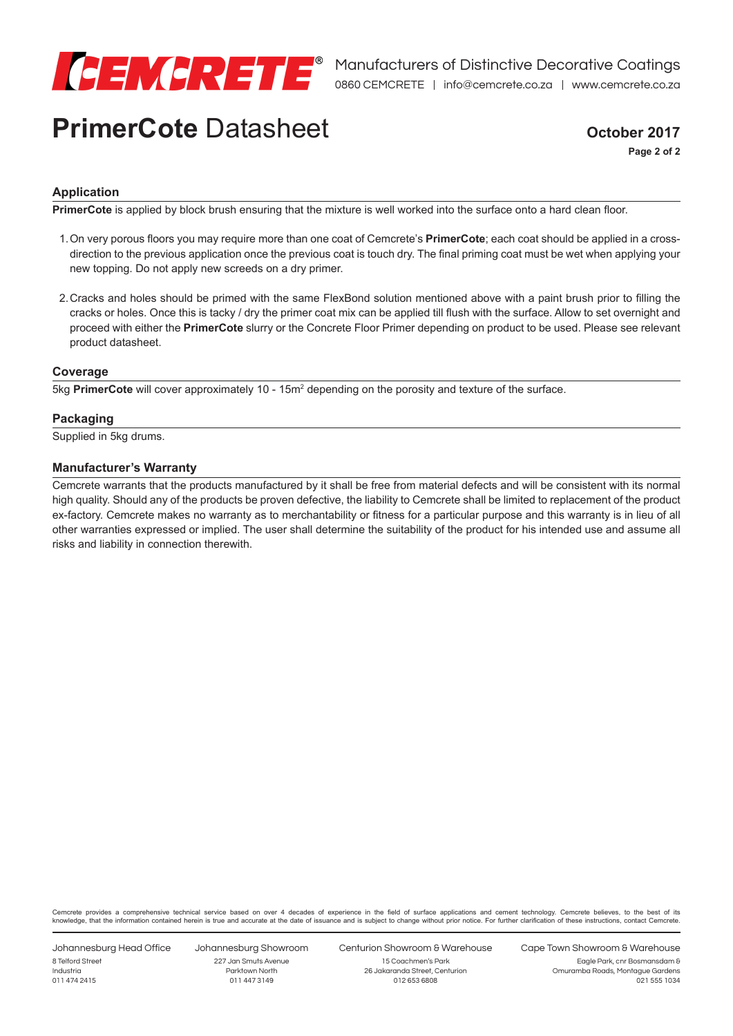## Application

**PrimerCote** is applied by block brush ensuring that the mixture is well worked into the surface onto a hard clean floor.

1. On very porous floors you may require more than one coat of Cemcrete's **PrimerCote**; each coat should be applied in a cross-direction to the previous application once the previous coat is touch dry. The final priming coat must be wet when applying your new topping. Do not apply new screeds on a dry primer.

2. Cracks and holes should be primed with the same FlexBond solution mentioned above with a paint brush prior to filling the cracks or holes. Once this is tacky / dry the primer coat mix can be applied till flush with the surface. Allow to set overnight and proceed with either the **PrimerCote** slurry or the Concrete Floor Primer depending on product to be used. Please see relevant product datasheet.

## Coverage

5kg **PrimerCote** will cover approximately 10 - 15m$^2$ depending on the porosity and texture of the surface.

## Packaging

Supplied in 5kg drums.

## Manufacturer's Warranty

Cemcrete warrants that the products manufactured by it shall be free from material defects and will be consistent with its normal high quality. Should any of the products be proven defective, the liability to Cemcrete shall be limited to replacement of the product ex-factory. Cemcrete makes no warranty as to merchantability or fitness for a particular purpose and this warranty is in lieu of all other warranties expressed or implied. The user shall determine the suitability of the product for his intended use and assume all risks and liability in connection therewith.